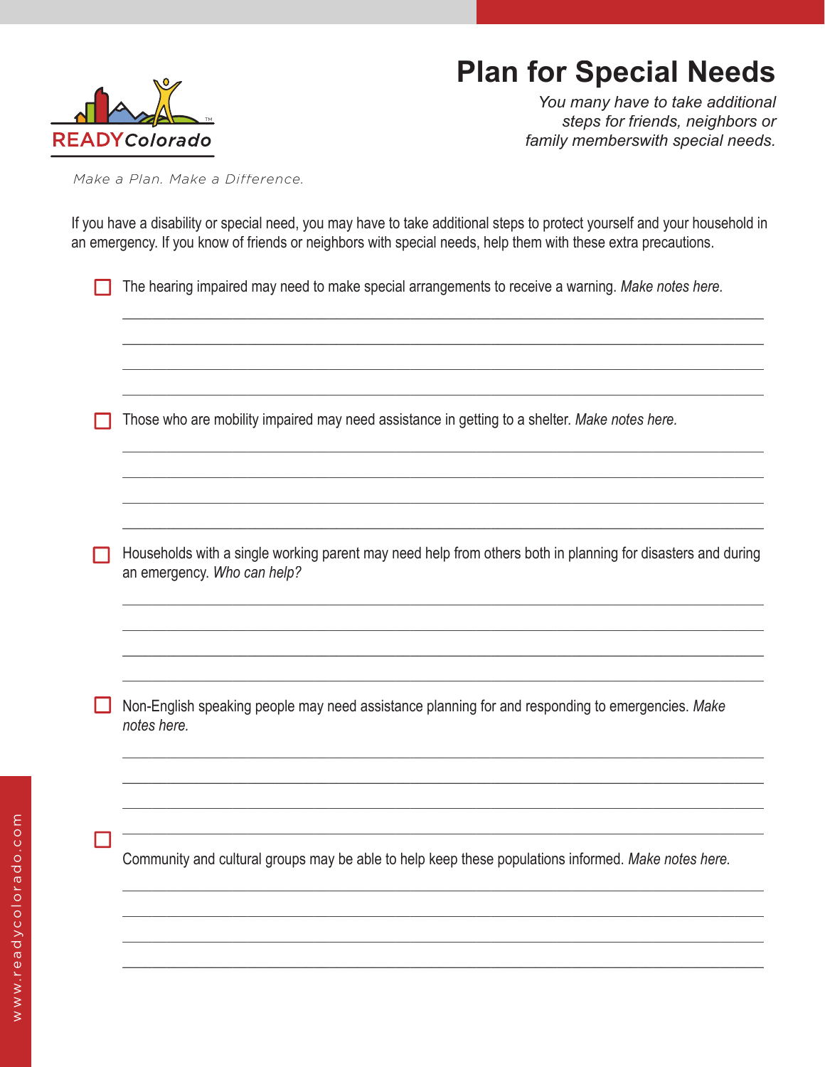READYColorado

*Make a Plan. Make a Difference.*

# Plan for Special Needs

*You many have to take additional steps for friends, neighbors or family memberswith special needs.*

If you have a disability or special need, you may have to take additional steps to protect yourself and your household in an emergency. If you know of friends or neighbors with special needs, help them with these extra precautions.

- [ ] The hearing impaired may need to make special arrangements to receive a warning. *Make notes here.*

\_\_\_\_\_\_\_\_\_\_\_\_\_\_\_\_\_\_\_\_\_\_\_\_\_\_\_\_\_\_\_\_\_\_\_\_\_\_\_\_\_\_\_\_\_\_\_\_\_\_\_\_\_\_\_\_\_\_\_\_\_\_\_\_\_\_\_\_\_\_\_\_\_\_\_\_

\_\_\_\_\_\_\_\_\_\_\_\_\_\_\_\_\_\_\_\_\_\_\_\_\_\_\_\_\_\_\_\_\_\_\_\_\_\_\_\_\_\_\_\_\_\_\_\_\_\_\_\_\_\_\_\_\_\_\_\_\_\_\_\_\_\_\_\_\_\_\_\_\_\_\_\_

\_\_\_\_\_\_\_\_\_\_\_\_\_\_\_\_\_\_\_\_\_\_\_\_\_\_\_\_\_\_\_\_\_\_\_\_\_\_\_\_\_\_\_\_\_\_\_\_\_\_\_\_\_\_\_\_\_\_\_\_\_\_\_\_\_\_\_\_\_\_\_\_\_\_\_\_

\_\_\_\_\_\_\_\_\_\_\_\_\_\_\_\_\_\_\_\_\_\_\_\_\_\_\_\_\_\_\_\_\_\_\_\_\_\_\_\_\_\_\_\_\_\_\_\_\_\_\_\_\_\_\_\_\_\_\_\_\_\_\_\_\_\_\_\_\_\_\_\_\_\_\_\_

- [ ] Those who are mobility impaired may need assistance in getting to a shelter. *Make notes here.*

\_\_\_\_\_\_\_\_\_\_\_\_\_\_\_\_\_\_\_\_\_\_\_\_\_\_\_\_\_\_\_\_\_\_\_\_\_\_\_\_\_\_\_\_\_\_\_\_\_\_\_\_\_\_\_\_\_\_\_\_\_\_\_\_\_\_\_\_\_\_\_\_\_\_\_\_

\_\_\_\_\_\_\_\_\_\_\_\_\_\_\_\_\_\_\_\_\_\_\_\_\_\_\_\_\_\_\_\_\_\_\_\_\_\_\_\_\_\_\_\_\_\_\_\_\_\_\_\_\_\_\_\_\_\_\_\_\_\_\_\_\_\_\_\_\_\_\_\_\_\_\_\_

\_\_\_\_\_\_\_\_\_\_\_\_\_\_\_\_\_\_\_\_\_\_\_\_\_\_\_\_\_\_\_\_\_\_\_\_\_\_\_\_\_\_\_\_\_\_\_\_\_\_\_\_\_\_\_\_\_\_\_\_\_\_\_\_\_\_\_\_\_\_\_\_\_\_\_\_

\_\_\_\_\_\_\_\_\_\_\_\_\_\_\_\_\_\_\_\_\_\_\_\_\_\_\_\_\_\_\_\_\_\_\_\_\_\_\_\_\_\_\_\_\_\_\_\_\_\_\_\_\_\_\_\_\_\_\_\_\_\_\_\_\_\_\_\_\_\_\_\_\_\_\_\_

- [ ] Households with a single working parent may need help from others both in planning for disasters and during an emergency. *Who can help?*

\_\_\_\_\_\_\_\_\_\_\_\_\_\_\_\_\_\_\_\_\_\_\_\_\_\_\_\_\_\_\_\_\_\_\_\_\_\_\_\_\_\_\_\_\_\_\_\_\_\_\_\_\_\_\_\_\_\_\_\_\_\_\_\_\_\_\_\_\_\_\_\_\_\_\_\_

\_\_\_\_\_\_\_\_\_\_\_\_\_\_\_\_\_\_\_\_\_\_\_\_\_\_\_\_\_\_\_\_\_\_\_\_\_\_\_\_\_\_\_\_\_\_\_\_\_\_\_\_\_\_\_\_\_\_\_\_\_\_\_\_\_\_\_\_\_\_\_\_\_\_\_\_

\_\_\_\_\_\_\_\_\_\_\_\_\_\_\_\_\_\_\_\_\_\_\_\_\_\_\_\_\_\_\_\_\_\_\_\_\_\_\_\_\_\_\_\_\_\_\_\_\_\_\_\_\_\_\_\_\_\_\_\_\_\_\_\_\_\_\_\_\_\_\_\_\_\_\_\_

\_\_\_\_\_\_\_\_\_\_\_\_\_\_\_\_\_\_\_\_\_\_\_\_\_\_\_\_\_\_\_\_\_\_\_\_\_\_\_\_\_\_\_\_\_\_\_\_\_\_\_\_\_\_\_\_\_\_\_\_\_\_\_\_\_\_\_\_\_\_\_\_\_\_\_\_

- [ ] Non-English speaking people may need assistance planning for and responding to emergencies. *Make notes here.*

\_\_\_\_\_\_\_\_\_\_\_\_\_\_\_\_\_\_\_\_\_\_\_\_\_\_\_\_\_\_\_\_\_\_\_\_\_\_\_\_\_\_\_\_\_\_\_\_\_\_\_\_\_\_\_\_\_\_\_\_\_\_\_\_\_\_\_\_\_\_\_\_\_\_\_\_

\_\_\_\_\_\_\_\_\_\_\_\_\_\_\_\_\_\_\_\_\_\_\_\_\_\_\_\_\_\_\_\_\_\_\_\_\_\_\_\_\_\_\_\_\_\_\_\_\_\_\_\_\_\_\_\_\_\_\_\_\_\_\_\_\_\_\_\_\_\_\_\_\_\_\_\_

\_\_\_\_\_\_\_\_\_\_\_\_\_\_\_\_\_\_\_\_\_\_\_\_\_\_\_\_\_\_\_\_\_\_\_\_\_\_\_\_\_\_\_\_\_\_\_\_\_\_\_\_\_\_\_\_\_\_\_\_\_\_\_\_\_\_\_\_\_\_\_\_\_\_\_\_

\_\_\_\_\_\_\_\_\_\_\_\_\_\_\_\_\_\_\_\_\_\_\_\_\_\_\_\_\_\_\_\_\_\_\_\_\_\_\_\_\_\_\_\_\_\_\_\_\_\_\_\_\_\_\_\_\_\_\_\_\_\_\_\_\_\_\_\_\_\_\_\_\_\_\_\_

- [ ] Community and cultural groups may be able to help keep these populations informed. *Make notes here.*

\_\_\_\_\_\_\_\_\_\_\_\_\_\_\_\_\_\_\_\_\_\_\_\_\_\_\_\_\_\_\_\_\_\_\_\_\_\_\_\_\_\_\_\_\_\_\_\_\_\_\_\_\_\_\_\_\_\_\_\_\_\_\_\_\_\_\_\_\_\_\_\_\_\_\_\_

\_\_\_\_\_\_\_\_\_\_\_\_\_\_\_\_\_\_\_\_\_\_\_\_\_\_\_\_\_\_\_\_\_\_\_\_\_\_\_\_\_\_\_\_\_\_\_\_\_\_\_\_\_\_\_\_\_\_\_\_\_\_\_\_\_\_\_\_\_\_\_\_\_\_\_\_

\_\_\_\_\_\_\_\_\_\_\_\_\_\_\_\_\_\_\_\_\_\_\_\_\_\_\_\_\_\_\_\_\_\_\_\_\_\_\_\_\_\_\_\_\_\_\_\_\_\_\_\_\_\_\_\_\_\_\_\_\_\_\_\_\_\_\_\_\_\_\_\_\_\_\_\_

\_\_\_\_\_\_\_\_\_\_\_\_\_\_\_\_\_\_\_\_\_\_\_\_\_\_\_\_\_\_\_\_\_\_\_\_\_\_\_\_\_\_\_\_\_\_\_\_\_\_\_\_\_\_\_\_\_\_\_\_\_\_\_\_\_\_\_\_\_\_\_\_\_\_\_\_

www.readycolorado.com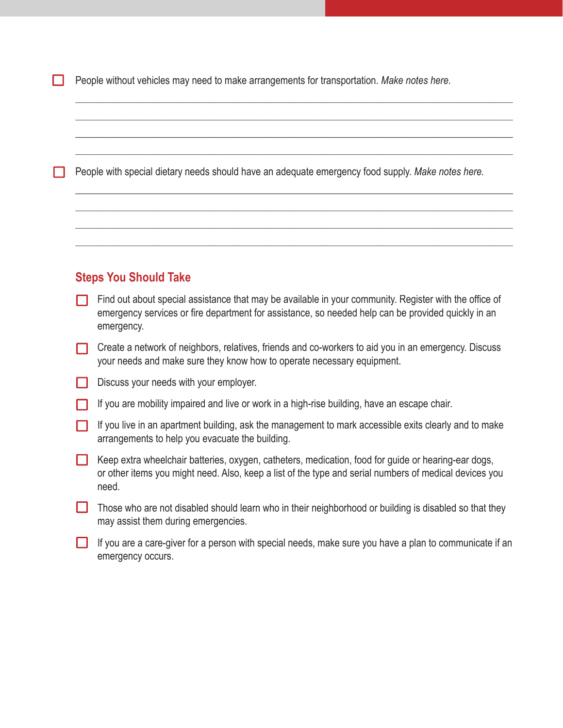- [ ] People without vehicles may need to make arrangements for transportation. *Make notes here.*

\_\_\_\_\_\_\_\_\_\_\_\_\_\_\_\_\_\_\_\_\_\_\_\_\_\_\_\_\_\_\_\_\_\_\_\_\_\_\_\_\_\_\_\_\_\_\_\_\_\_\_\_\_\_\_\_\_\_\_\_\_\_\_\_\_\_\_\_\_\_\_\_\_\_\_\_\_\_

\_\_\_\_\_\_\_\_\_\_\_\_\_\_\_\_\_\_\_\_\_\_\_\_\_\_\_\_\_\_\_\_\_\_\_\_\_\_\_\_\_\_\_\_\_\_\_\_\_\_\_\_\_\_\_\_\_\_\_\_\_\_\_\_\_\_\_\_\_\_\_\_\_\_\_\_\_\_

\_\_\_\_\_\_\_\_\_\_\_\_\_\_\_\_\_\_\_\_\_\_\_\_\_\_\_\_\_\_\_\_\_\_\_\_\_\_\_\_\_\_\_\_\_\_\_\_\_\_\_\_\_\_\_\_\_\_\_\_\_\_\_\_\_\_\_\_\_\_\_\_\_\_\_\_\_\_

\_\_\_\_\_\_\_\_\_\_\_\_\_\_\_\_\_\_\_\_\_\_\_\_\_\_\_\_\_\_\_\_\_\_\_\_\_\_\_\_\_\_\_\_\_\_\_\_\_\_\_\_\_\_\_\_\_\_\_\_\_\_\_\_\_\_\_\_\_\_\_\_\_\_\_\_\_\_

- [ ] People with special dietary needs should have an adequate emergency food supply. *Make notes here.*

\_\_\_\_\_\_\_\_\_\_\_\_\_\_\_\_\_\_\_\_\_\_\_\_\_\_\_\_\_\_\_\_\_\_\_\_\_\_\_\_\_\_\_\_\_\_\_\_\_\_\_\_\_\_\_\_\_\_\_\_\_\_\_\_\_\_\_\_\_\_\_\_\_\_\_\_\_\_

\_\_\_\_\_\_\_\_\_\_\_\_\_\_\_\_\_\_\_\_\_\_\_\_\_\_\_\_\_\_\_\_\_\_\_\_\_\_\_\_\_\_\_\_\_\_\_\_\_\_\_\_\_\_\_\_\_\_\_\_\_\_\_\_\_\_\_\_\_\_\_\_\_\_\_\_\_\_

\_\_\_\_\_\_\_\_\_\_\_\_\_\_\_\_\_\_\_\_\_\_\_\_\_\_\_\_\_\_\_\_\_\_\_\_\_\_\_\_\_\_\_\_\_\_\_\_\_\_\_\_\_\_\_\_\_\_\_\_\_\_\_\_\_\_\_\_\_\_\_\_\_\_\_\_\_\_

\_\_\_\_\_\_\_\_\_\_\_\_\_\_\_\_\_\_\_\_\_\_\_\_\_\_\_\_\_\_\_\_\_\_\_\_\_\_\_\_\_\_\_\_\_\_\_\_\_\_\_\_\_\_\_\_\_\_\_\_\_\_\_\_\_\_\_\_\_\_\_\_\_\_\_\_\_\_

## Steps You Should Take

- [ ] Find out about special assistance that may be available in your community. Register with the office of emergency services or fire department for assistance, so needed help can be provided quickly in an emergency.
- [ ] Create a network of neighbors, relatives, friends and co-workers to aid you in an emergency. Discuss your needs and make sure they know how to operate necessary equipment.
- [ ] Discuss your needs with your employer.
- [ ] If you are mobility impaired and live or work in a high-rise building, have an escape chair.
- [ ] If you live in an apartment building, ask the management to mark accessible exits clearly and to make arrangements to help you evacuate the building.
- [ ] Keep extra wheelchair batteries, oxygen, catheters, medication, food for guide or hearing-ear dogs, or other items you might need. Also, keep a list of the type and serial numbers of medical devices you need.
- [ ] Those who are not disabled should learn who in their neighborhood or building is disabled so that they may assist them during emergencies.
- [ ] If you are a care-giver for a person with special needs, make sure you have a plan to communicate if an emergency occurs.